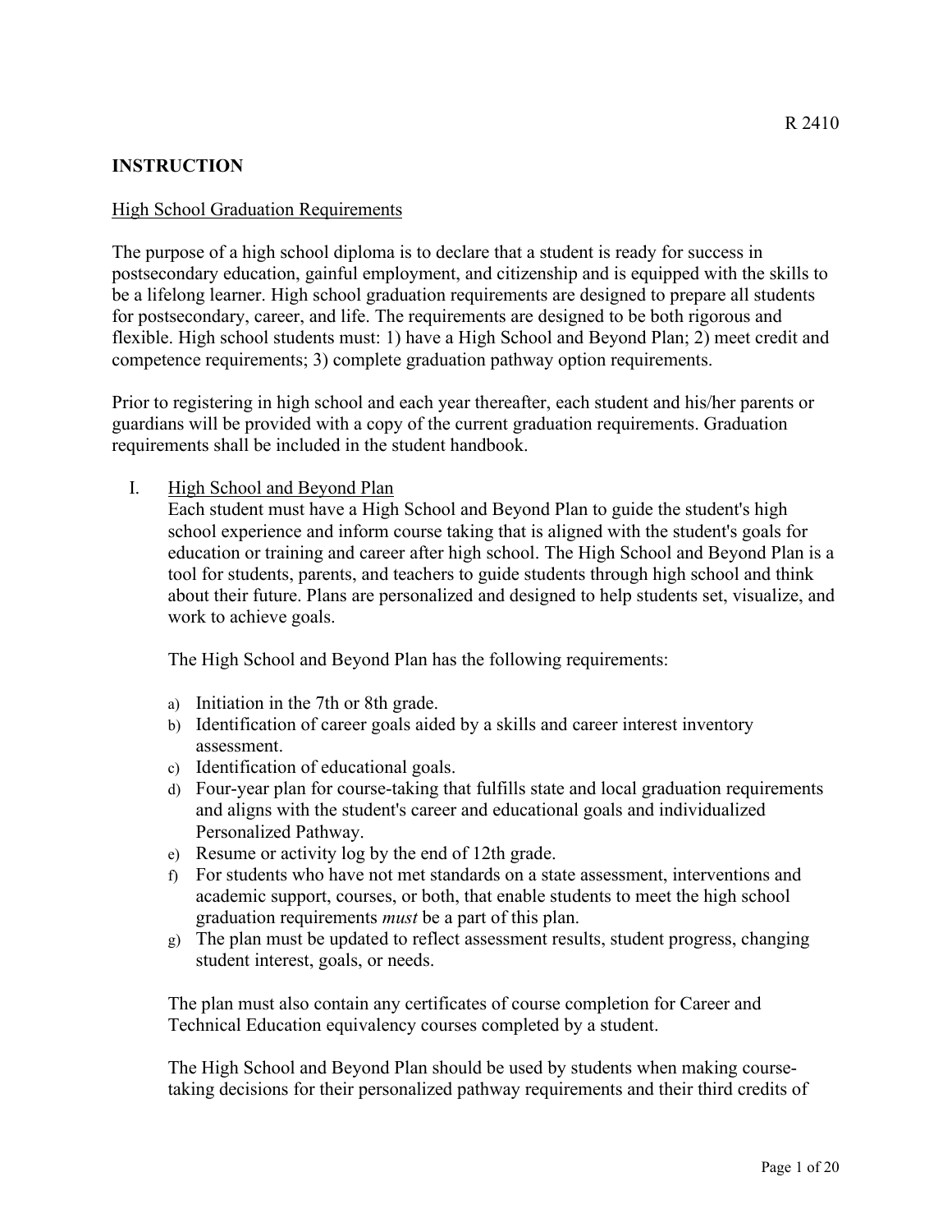R 2410

## INSTRUCTION

### High School Graduation Requirements

The purpose of a high school diploma is to declare that a student is ready for success in postsecondary education, gainful employment, and citizenship and is equipped with the skills to be a lifelong learner. High school graduation requirements are designed to prepare all students for postsecondary, career, and life. The requirements are designed to be both rigorous and flexible. High school students must: 1) have a High School and Beyond Plan; 2) meet credit and competence requirements; 3) complete graduation pathway option requirements.

Prior to registering in high school and each year thereafter, each student and his/her parents or guardians will be provided with a copy of the current graduation requirements. Graduation requirements shall be included in the student handbook.

I. High School and Beyond Plan

Each student must have a High School and Beyond Plan to guide the student's high school experience and inform course taking that is aligned with the student's goals for education or training and career after high school. The High School and Beyond Plan is a tool for students, parents, and teachers to guide students through high school and think about their future. Plans are personalized and designed to help students set, visualize, and work to achieve goals.

The High School and Beyond Plan has the following requirements:

a) Initiation in the 7th or 8th grade.
b) Identification of career goals aided by a skills and career interest inventory assessment.
c) Identification of educational goals.
d) Four-year plan for course-taking that fulfills state and local graduation requirements and aligns with the student's career and educational goals and individualized Personalized Pathway.
e) Resume or activity log by the end of 12th grade.
f) For students who have not met standards on a state assessment, interventions and academic support, courses, or both, that enable students to meet the high school graduation requirements *must* be a part of this plan.
g) The plan must be updated to reflect assessment results, student progress, changing student interest, goals, or needs.

The plan must also contain any certificates of course completion for Career and Technical Education equivalency courses completed by a student.

The High School and Beyond Plan should be used by students when making course-taking decisions for their personalized pathway requirements and their third credits of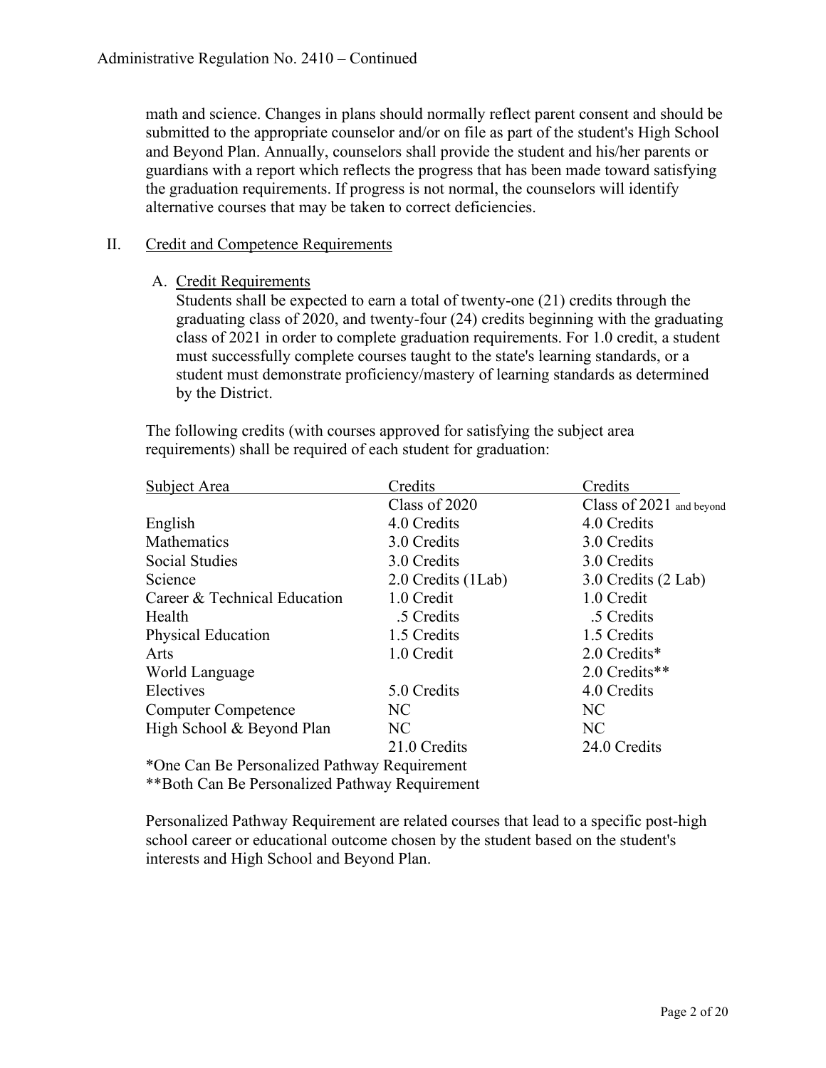math and science. Changes in plans should normally reflect parent consent and should be submitted to the appropriate counselor and/or on file as part of the student's High School and Beyond Plan. Annually, counselors shall provide the student and his/her parents or guardians with a report which reflects the progress that has been made toward satisfying the graduation requirements. If progress is not normal, the counselors will identify alternative courses that may be taken to correct deficiencies.

## II. Credit and Competence Requirements

### A. Credit Requirements

Students shall be expected to earn a total of twenty-one (21) credits through the graduating class of 2020, and twenty-four (24) credits beginning with the graduating class of 2021 in order to complete graduation requirements. For 1.0 credit, a student must successfully complete courses taught to the state's learning standards, or a student must demonstrate proficiency/mastery of learning standards as determined by the District.

The following credits (with courses approved for satisfying the subject area requirements) shall be required of each student for graduation:

| Subject Area | Credits | Credits |
|---|---|---|
| | Class of 2020 | Class of 2021 and beyond |
| English | 4.0 Credits | 4.0 Credits |
| Mathematics | 3.0 Credits | 3.0 Credits |
| Social Studies | 3.0 Credits | 3.0 Credits |
| Science | 2.0 Credits (1Lab) | 3.0 Credits (2 Lab) |
| Career & Technical Education | 1.0 Credit | 1.0 Credit |
| Health | .5 Credits | .5 Credits |
| Physical Education | 1.5 Credits | 1.5 Credits |
| Arts | 1.0 Credit | 2.0 Credits* |
| World Language | | 2.0 Credits** |
| Electives | 5.0 Credits | 4.0 Credits |
| Computer Competence | NC | NC |
| High School & Beyond Plan | NC | NC |
| | 21.0 Credits | 24.0 Credits |

*One Can Be Personalized Pathway Requirement
**Both Can Be Personalized Pathway Requirement

Personalized Pathway Requirement are related courses that lead to a specific post-high school career or educational outcome chosen by the student based on the student's interests and High School and Beyond Plan.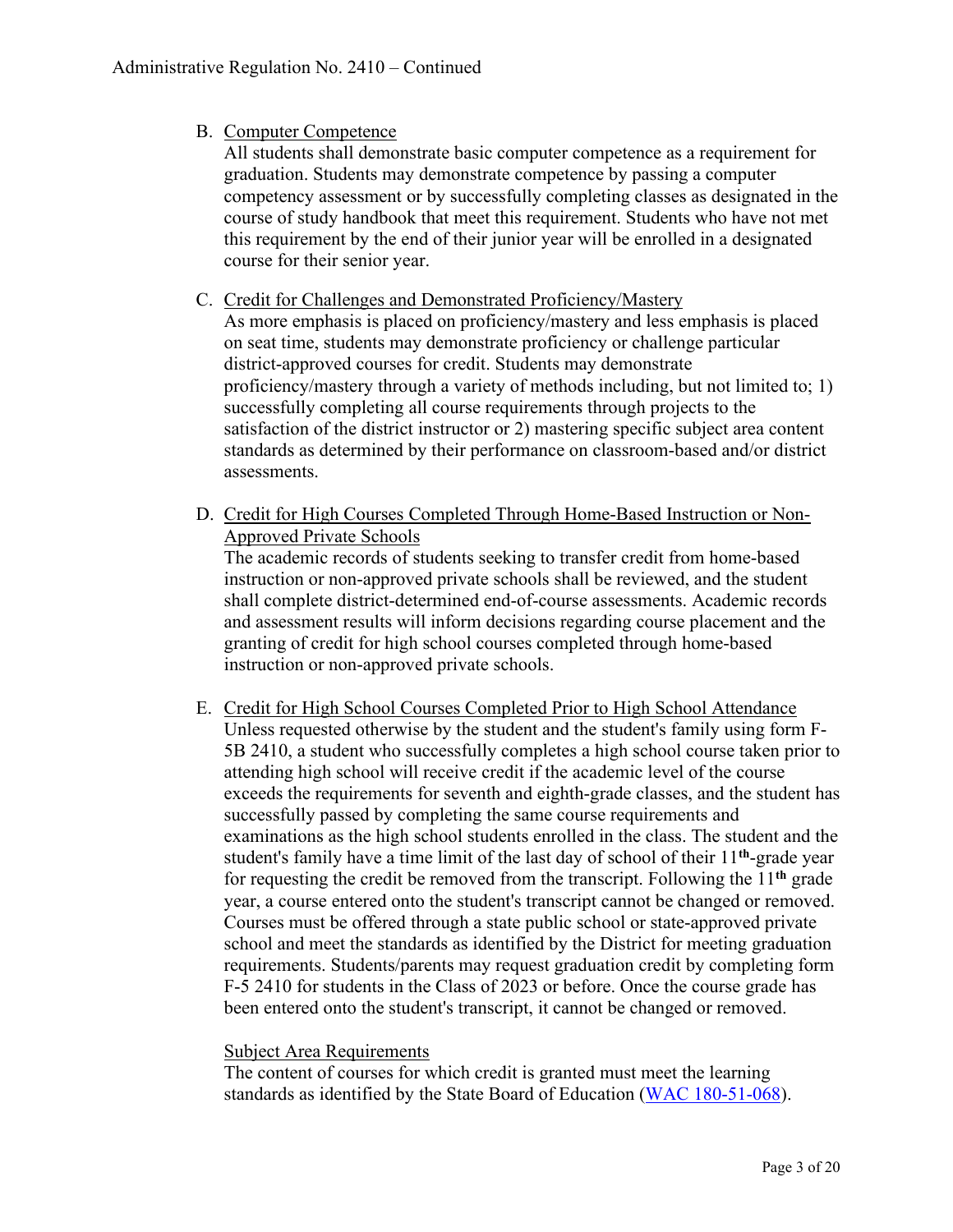B. Computer Competence

All students shall demonstrate basic computer competence as a requirement for graduation. Students may demonstrate competence by passing a computer competency assessment or by successfully completing classes as designated in the course of study handbook that meet this requirement. Students who have not met this requirement by the end of their junior year will be enrolled in a designated course for their senior year.

C. Credit for Challenges and Demonstrated Proficiency/Mastery

As more emphasis is placed on proficiency/mastery and less emphasis is placed on seat time, students may demonstrate proficiency or challenge particular district-approved courses for credit. Students may demonstrate proficiency/mastery through a variety of methods including, but not limited to; 1) successfully completing all course requirements through projects to the satisfaction of the district instructor or 2) mastering specific subject area content standards as determined by their performance on classroom-based and/or district assessments.

D. Credit for High Courses Completed Through Home-Based Instruction or Non-Approved Private Schools

The academic records of students seeking to transfer credit from home-based instruction or non-approved private schools shall be reviewed, and the student shall complete district-determined end-of-course assessments. Academic records and assessment results will inform decisions regarding course placement and the granting of credit for high school courses completed through home-based instruction or non-approved private schools.

E. Credit for High School Courses Completed Prior to High School Attendance

Unless requested otherwise by the student and the student's family using form F-5B 2410, a student who successfully completes a high school course taken prior to attending high school will receive credit if the academic level of the course exceeds the requirements for seventh and eighth-grade classes, and the student has successfully passed by completing the same course requirements and examinations as the high school students enrolled in the class. The student and the student's family have a time limit of the last day of school of their 11th-grade year for requesting the credit be removed from the transcript. Following the 11th grade year, a course entered onto the student's transcript cannot be changed or removed. Courses must be offered through a state public school or state-approved private school and meet the standards as identified by the District for meeting graduation requirements. Students/parents may request graduation credit by completing form F-5 2410 for students in the Class of 2023 or before. Once the course grade has been entered onto the student's transcript, it cannot be changed or removed.

Subject Area Requirements

The content of courses for which credit is granted must meet the learning standards as identified by the State Board of Education (WAC 180-51-068).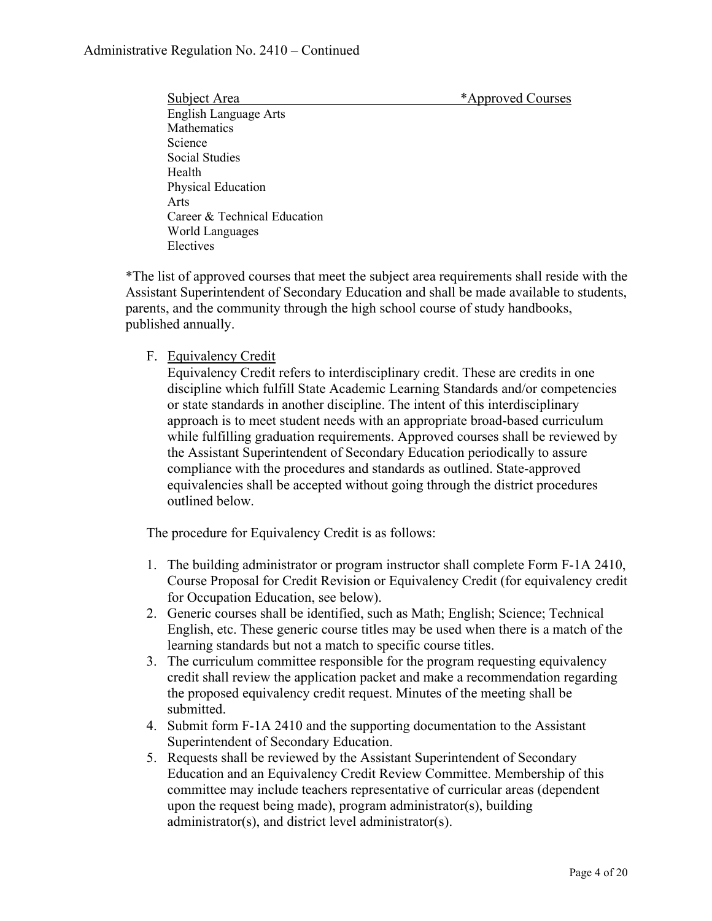| Subject Area | *Approved Courses |
|---|---|
| English Language Arts | |
| Mathematics | |
| Science | |
| Social Studies | |
| Health | |
| Physical Education | |
| Arts | |
| Career & Technical Education | |
| World Languages | |
| Electives | |

*The list of approved courses that meet the subject area requirements shall reside with the Assistant Superintendent of Secondary Education and shall be made available to students, parents, and the community through the high school course of study handbooks, published annually.

F. Equivalency Credit

Equivalency Credit refers to interdisciplinary credit. These are credits in one discipline which fulfill State Academic Learning Standards and/or competencies or state standards in another discipline. The intent of this interdisciplinary approach is to meet student needs with an appropriate broad-based curriculum while fulfilling graduation requirements. Approved courses shall be reviewed by the Assistant Superintendent of Secondary Education periodically to assure compliance with the procedures and standards as outlined. State-approved equivalencies shall be accepted without going through the district procedures outlined below.

The procedure for Equivalency Credit is as follows:

1. The building administrator or program instructor shall complete Form F-1A 2410, Course Proposal for Credit Revision or Equivalency Credit (for equivalency credit for Occupation Education, see below).
2. Generic courses shall be identified, such as Math; English; Science; Technical English, etc. These generic course titles may be used when there is a match of the learning standards but not a match to specific course titles.
3. The curriculum committee responsible for the program requesting equivalency credit shall review the application packet and make a recommendation regarding the proposed equivalency credit request. Minutes of the meeting shall be submitted.
4. Submit form F-1A 2410 and the supporting documentation to the Assistant Superintendent of Secondary Education.
5. Requests shall be reviewed by the Assistant Superintendent of Secondary Education and an Equivalency Credit Review Committee. Membership of this committee may include teachers representative of curricular areas (dependent upon the request being made), program administrator(s), building administrator(s), and district level administrator(s).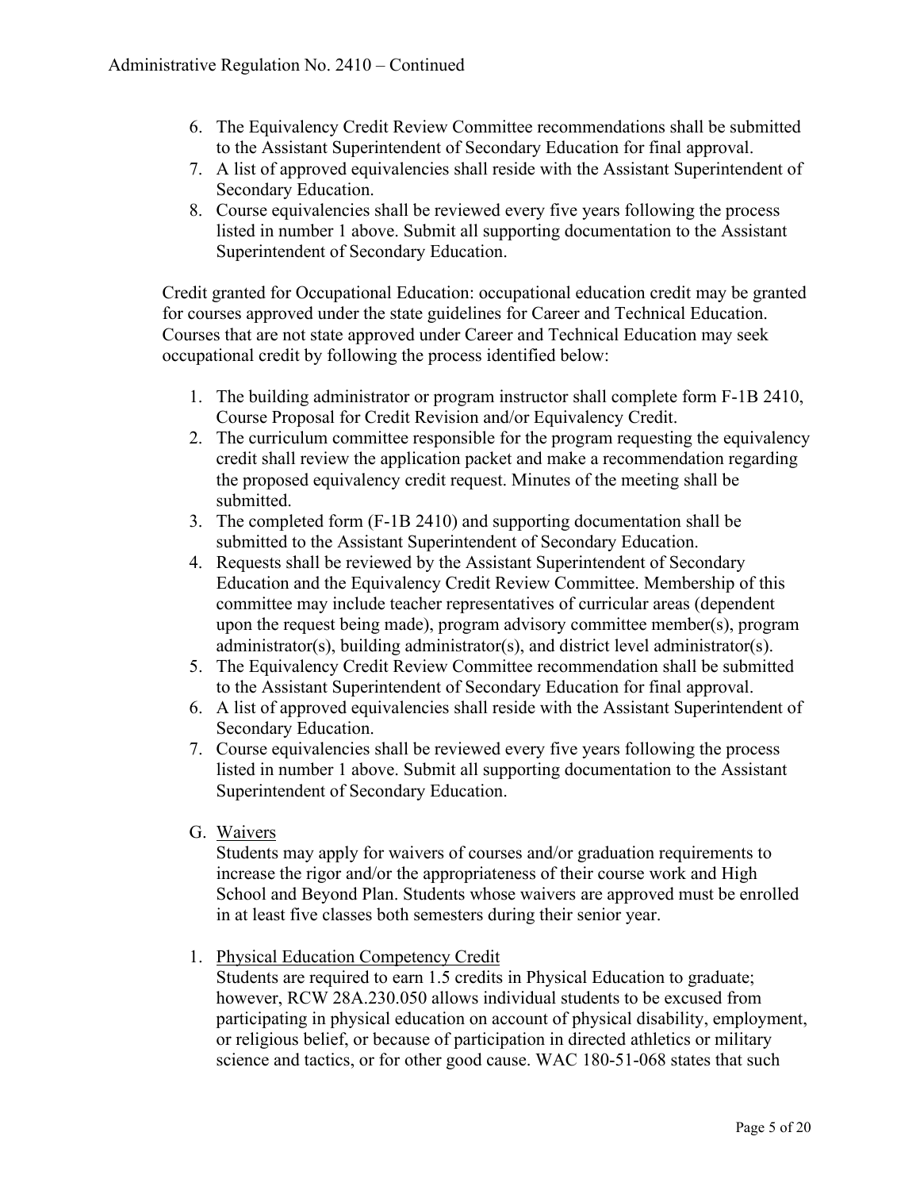6. The Equivalency Credit Review Committee recommendations shall be submitted to the Assistant Superintendent of Secondary Education for final approval.
7. A list of approved equivalencies shall reside with the Assistant Superintendent of Secondary Education.
8. Course equivalencies shall be reviewed every five years following the process listed in number 1 above. Submit all supporting documentation to the Assistant Superintendent of Secondary Education.

Credit granted for Occupational Education: occupational education credit may be granted for courses approved under the state guidelines for Career and Technical Education. Courses that are not state approved under Career and Technical Education may seek occupational credit by following the process identified below:

1. The building administrator or program instructor shall complete form F-1B 2410, Course Proposal for Credit Revision and/or Equivalency Credit.
2. The curriculum committee responsible for the program requesting the equivalency credit shall review the application packet and make a recommendation regarding the proposed equivalency credit request. Minutes of the meeting shall be submitted.
3. The completed form (F-1B 2410) and supporting documentation shall be submitted to the Assistant Superintendent of Secondary Education.
4. Requests shall be reviewed by the Assistant Superintendent of Secondary Education and the Equivalency Credit Review Committee. Membership of this committee may include teacher representatives of curricular areas (dependent upon the request being made), program advisory committee member(s), program administrator(s), building administrator(s), and district level administrator(s).
5. The Equivalency Credit Review Committee recommendation shall be submitted to the Assistant Superintendent of Secondary Education for final approval.
6. A list of approved equivalencies shall reside with the Assistant Superintendent of Secondary Education.
7. Course equivalencies shall be reviewed every five years following the process listed in number 1 above. Submit all supporting documentation to the Assistant Superintendent of Secondary Education.

G. Waivers

Students may apply for waivers of courses and/or graduation requirements to increase the rigor and/or the appropriateness of their course work and High School and Beyond Plan. Students whose waivers are approved must be enrolled in at least five classes both semesters during their senior year.

1. Physical Education Competency Credit

Students are required to earn 1.5 credits in Physical Education to graduate; however, RCW 28A.230.050 allows individual students to be excused from participating in physical education on account of physical disability, employment, or religious belief, or because of participation in directed athletics or military science and tactics, or for other good cause. WAC 180-51-068 states that such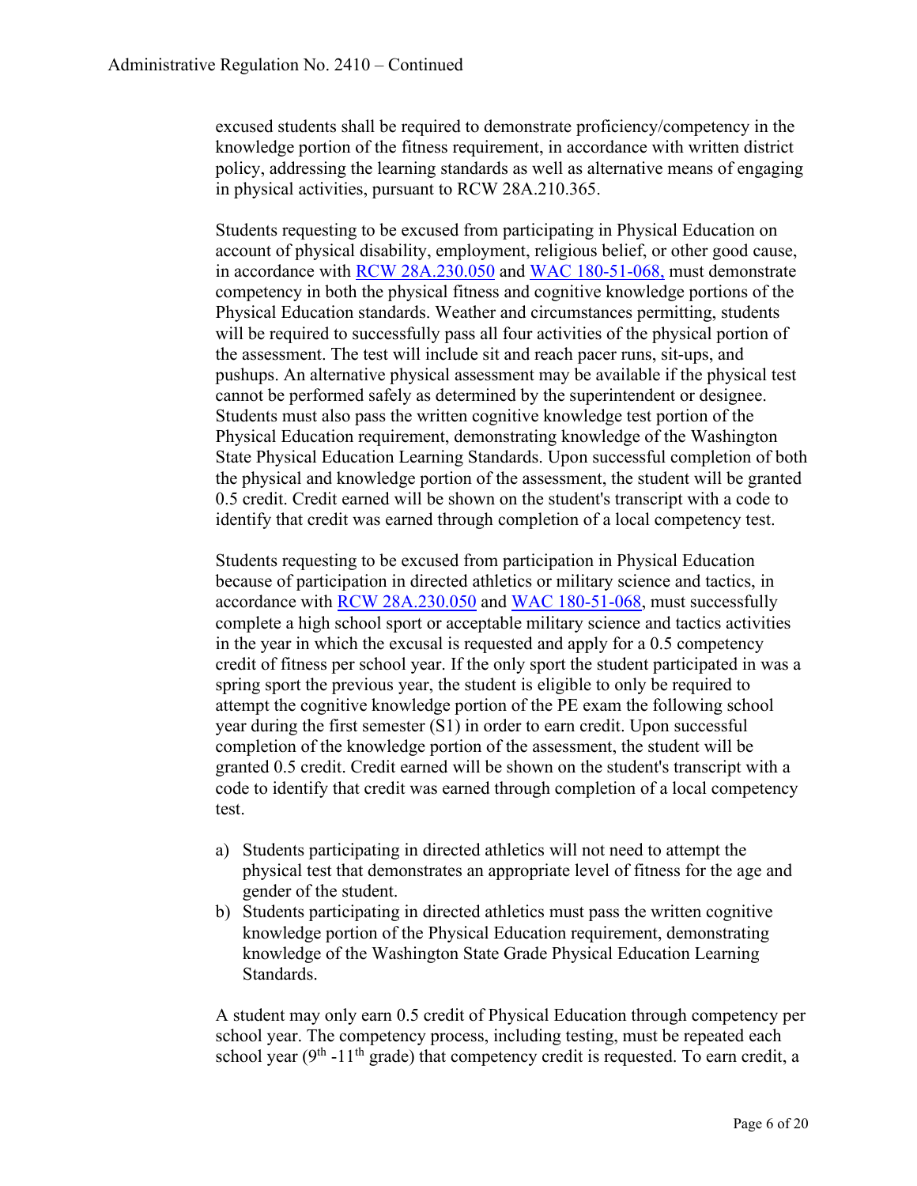excused students shall be required to demonstrate proficiency/competency in the knowledge portion of the fitness requirement, in accordance with written district policy, addressing the learning standards as well as alternative means of engaging in physical activities, pursuant to RCW 28A.210.365.

Students requesting to be excused from participating in Physical Education on account of physical disability, employment, religious belief, or other good cause, in accordance with RCW 28A.230.050 and WAC 180-51-068, must demonstrate competency in both the physical fitness and cognitive knowledge portions of the Physical Education standards. Weather and circumstances permitting, students will be required to successfully pass all four activities of the physical portion of the assessment. The test will include sit and reach pacer runs, sit-ups, and pushups. An alternative physical assessment may be available if the physical test cannot be performed safely as determined by the superintendent or designee. Students must also pass the written cognitive knowledge test portion of the Physical Education requirement, demonstrating knowledge of the Washington State Physical Education Learning Standards. Upon successful completion of both the physical and knowledge portion of the assessment, the student will be granted 0.5 credit. Credit earned will be shown on the student's transcript with a code to identify that credit was earned through completion of a local competency test.

Students requesting to be excused from participation in Physical Education because of participation in directed athletics or military science and tactics, in accordance with RCW 28A.230.050 and WAC 180-51-068, must successfully complete a high school sport or acceptable military science and tactics activities in the year in which the excusal is requested and apply for a 0.5 competency credit of fitness per school year. If the only sport the student participated in was a spring sport the previous year, the student is eligible to only be required to attempt the cognitive knowledge portion of the PE exam the following school year during the first semester (S1) in order to earn credit. Upon successful completion of the knowledge portion of the assessment, the student will be granted 0.5 credit. Credit earned will be shown on the student's transcript with a code to identify that credit was earned through completion of a local competency test.

a) Students participating in directed athletics will not need to attempt the physical test that demonstrates an appropriate level of fitness for the age and gender of the student.
b) Students participating in directed athletics must pass the written cognitive knowledge portion of the Physical Education requirement, demonstrating knowledge of the Washington State Grade Physical Education Learning Standards.

A student may only earn 0.5 credit of Physical Education through competency per school year. The competency process, including testing, must be repeated each school year (9th -11th grade) that competency credit is requested. To earn credit, a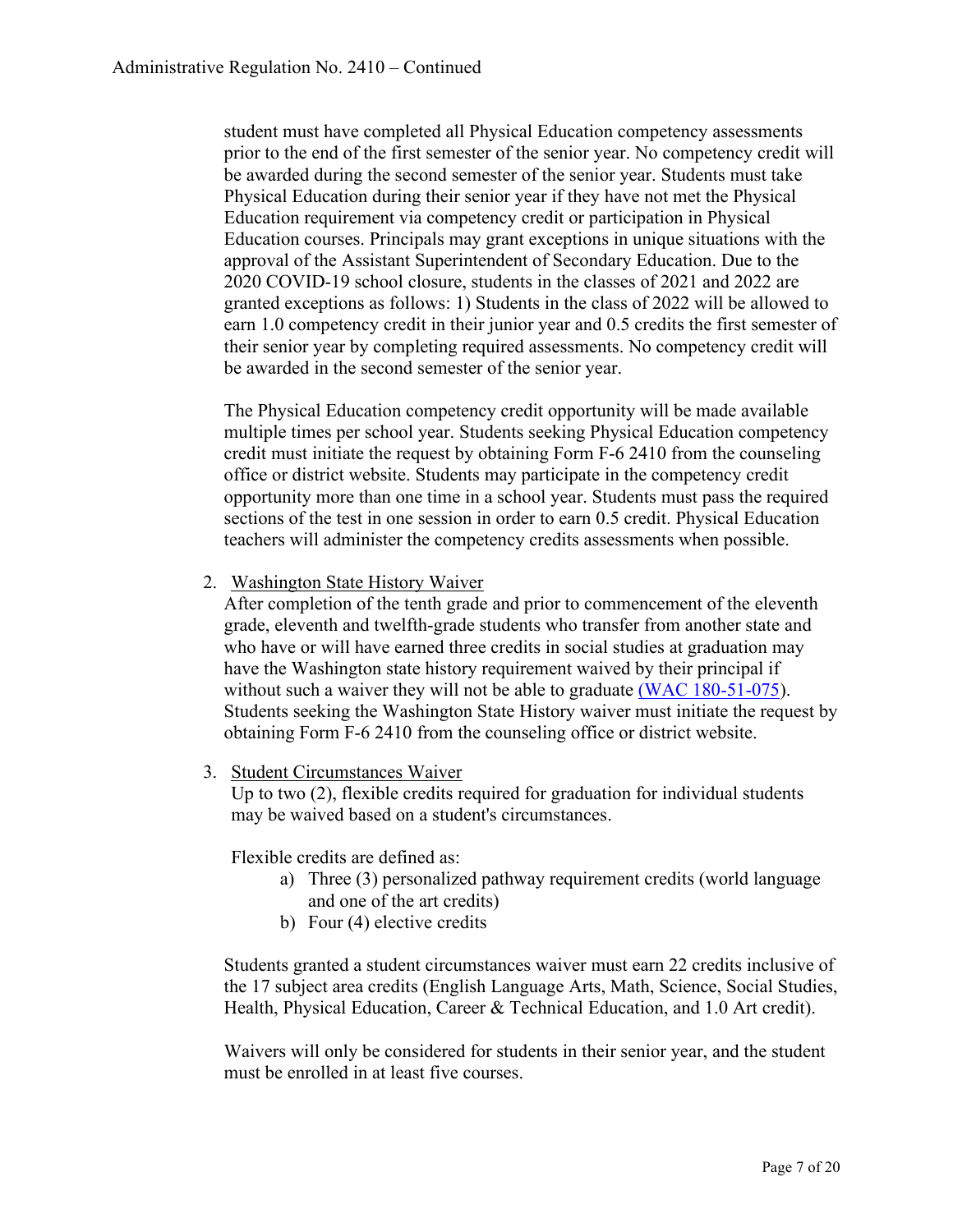student must have completed all Physical Education competency assessments prior to the end of the first semester of the senior year. No competency credit will be awarded during the second semester of the senior year. Students must take Physical Education during their senior year if they have not met the Physical Education requirement via competency credit or participation in Physical Education courses. Principals may grant exceptions in unique situations with the approval of the Assistant Superintendent of Secondary Education. Due to the 2020 COVID-19 school closure, students in the classes of 2021 and 2022 are granted exceptions as follows: 1) Students in the class of 2022 will be allowed to earn 1.0 competency credit in their junior year and 0.5 credits the first semester of their senior year by completing required assessments. No competency credit will be awarded in the second semester of the senior year.

The Physical Education competency credit opportunity will be made available multiple times per school year. Students seeking Physical Education competency credit must initiate the request by obtaining Form F-6 2410 from the counseling office or district website. Students may participate in the competency credit opportunity more than one time in a school year. Students must pass the required sections of the test in one session in order to earn 0.5 credit. Physical Education teachers will administer the competency credits assessments when possible.

2. Washington State History Waiver
   After completion of the tenth grade and prior to commencement of the eleventh grade, eleventh and twelfth-grade students who transfer from another state and who have or will have earned three credits in social studies at graduation may have the Washington state history requirement waived by their principal if without such a waiver they will not be able to graduate (WAC 180-51-075). Students seeking the Washington State History waiver must initiate the request by obtaining Form F-6 2410 from the counseling office or district website.

3. Student Circumstances Waiver
   Up to two (2), flexible credits required for graduation for individual students may be waived based on a student's circumstances.

   Flexible credits are defined as:
   a) Three (3) personalized pathway requirement credits (world language and one of the art credits)
   b) Four (4) elective credits

   Students granted a student circumstances waiver must earn 22 credits inclusive of the 17 subject area credits (English Language Arts, Math, Science, Social Studies, Health, Physical Education, Career & Technical Education, and 1.0 Art credit).

   Waivers will only be considered for students in their senior year, and the student must be enrolled in at least five courses.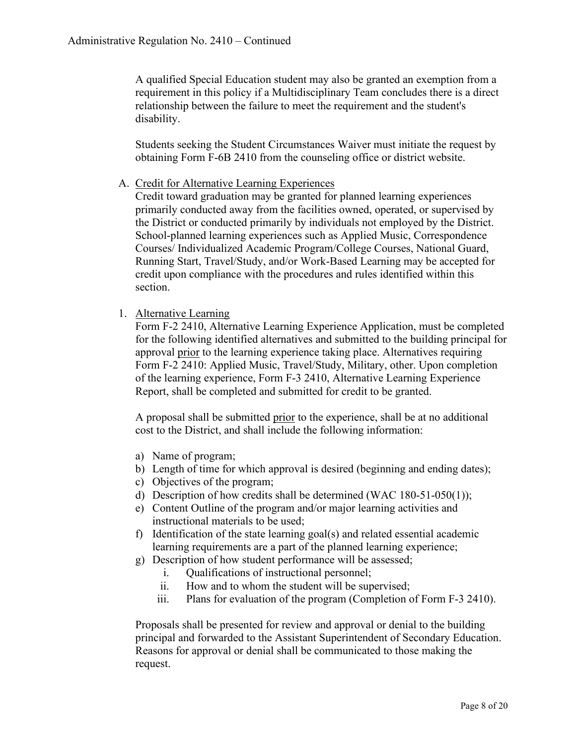A qualified Special Education student may also be granted an exemption from a requirement in this policy if a Multidisciplinary Team concludes there is a direct relationship between the failure to meet the requirement and the student's disability.

Students seeking the Student Circumstances Waiver must initiate the request by obtaining Form F-6B 2410 from the counseling office or district website.

A. Credit for Alternative Learning Experiences

Credit toward graduation may be granted for planned learning experiences primarily conducted away from the facilities owned, operated, or supervised by the District or conducted primarily by individuals not employed by the District. School-planned learning experiences such as Applied Music, Correspondence Courses/ Individualized Academic Program/College Courses, National Guard, Running Start, Travel/Study, and/or Work-Based Learning may be accepted for credit upon compliance with the procedures and rules identified within this section.

1. Alternative Learning

Form F-2 2410, Alternative Learning Experience Application, must be completed for the following identified alternatives and submitted to the building principal for approval prior to the learning experience taking place. Alternatives requiring Form F-2 2410: Applied Music, Travel/Study, Military, other. Upon completion of the learning experience, Form F-3 2410, Alternative Learning Experience Report, shall be completed and submitted for credit to be granted.

A proposal shall be submitted prior to the experience, shall be at no additional cost to the District, and shall include the following information:

a) Name of program;
b) Length of time for which approval is desired (beginning and ending dates);
c) Objectives of the program;
d) Description of how credits shall be determined (WAC 180-51-050(1));
e) Content Outline of the program and/or major learning activities and instructional materials to be used;
f) Identification of the state learning goal(s) and related essential academic learning requirements are a part of the planned learning experience;
g) Description of how student performance will be assessed;
   i. Qualifications of instructional personnel;
   ii. How and to whom the student will be supervised;
   iii. Plans for evaluation of the program (Completion of Form F-3 2410).

Proposals shall be presented for review and approval or denial to the building principal and forwarded to the Assistant Superintendent of Secondary Education. Reasons for approval or denial shall be communicated to those making the request.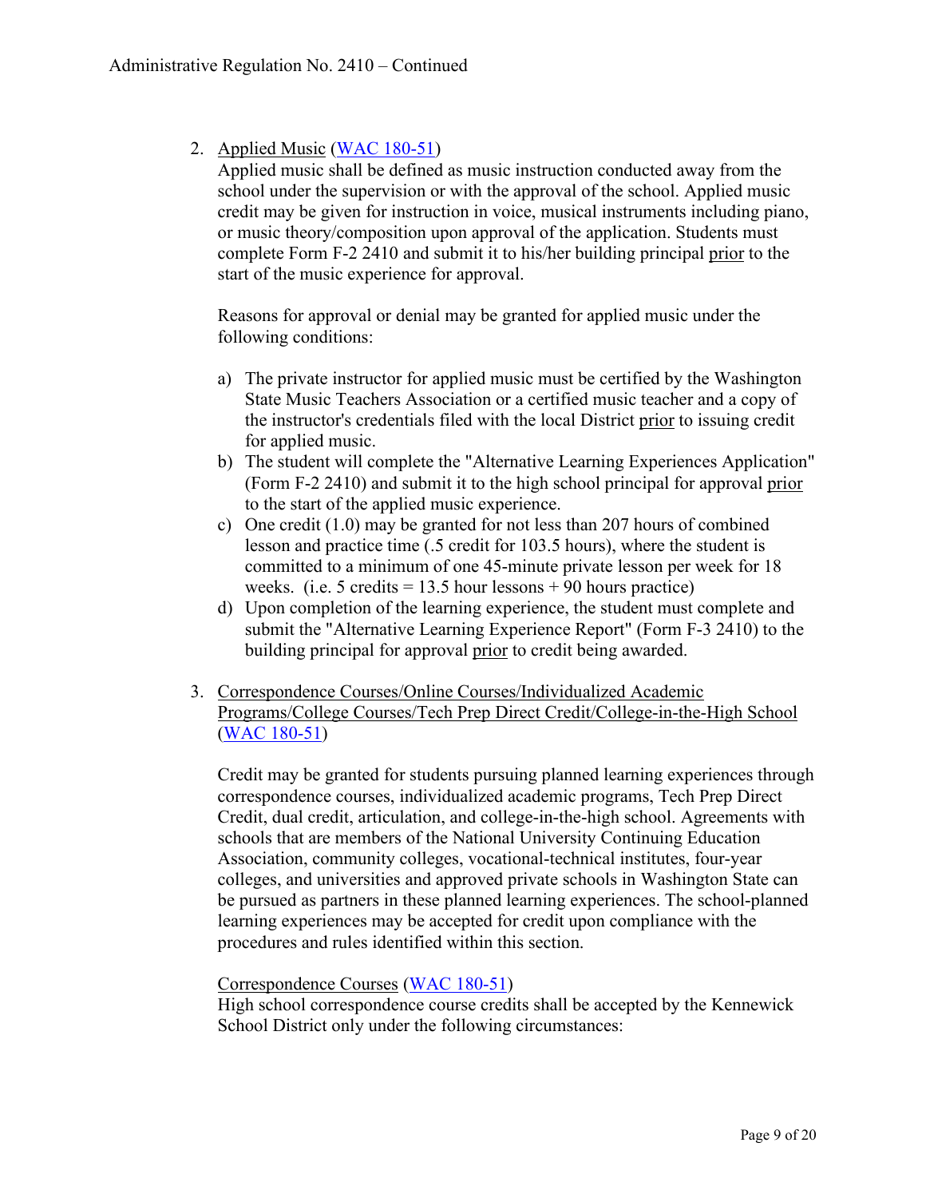2. Applied Music (WAC 180-51)
   Applied music shall be defined as music instruction conducted away from the school under the supervision or with the approval of the school. Applied music credit may be given for instruction in voice, musical instruments including piano, or music theory/composition upon approval of the application. Students must complete Form F-2 2410 and submit it to his/her building principal prior to the start of the music experience for approval.

   Reasons for approval or denial may be granted for applied music under the following conditions:

   a) The private instructor for applied music must be certified by the Washington State Music Teachers Association or a certified music teacher and a copy of the instructor's credentials filed with the local District prior to issuing credit for applied music.
   b) The student will complete the "Alternative Learning Experiences Application" (Form F-2 2410) and submit it to the high school principal for approval prior to the start of the applied music experience.
   c) One credit (1.0) may be granted for not less than 207 hours of combined lesson and practice time (.5 credit for 103.5 hours), where the student is committed to a minimum of one 45-minute private lesson per week for 18 weeks. (i.e. 5 credits = 13.5 hour lessons + 90 hours practice)
   d) Upon completion of the learning experience, the student must complete and submit the "Alternative Learning Experience Report" (Form F-3 2410) to the building principal for approval prior to credit being awarded.

3. Correspondence Courses/Online Courses/Individualized Academic Programs/College Courses/Tech Prep Direct Credit/College-in-the-High School (WAC 180-51)

   Credit may be granted for students pursuing planned learning experiences through correspondence courses, individualized academic programs, Tech Prep Direct Credit, dual credit, articulation, and college-in-the-high school. Agreements with schools that are members of the National University Continuing Education Association, community colleges, vocational-technical institutes, four-year colleges, and universities and approved private schools in Washington State can be pursued as partners in these planned learning experiences. The school-planned learning experiences may be accepted for credit upon compliance with the procedures and rules identified within this section.

   Correspondence Courses (WAC 180-51)
   High school correspondence course credits shall be accepted by the Kennewick School District only under the following circumstances: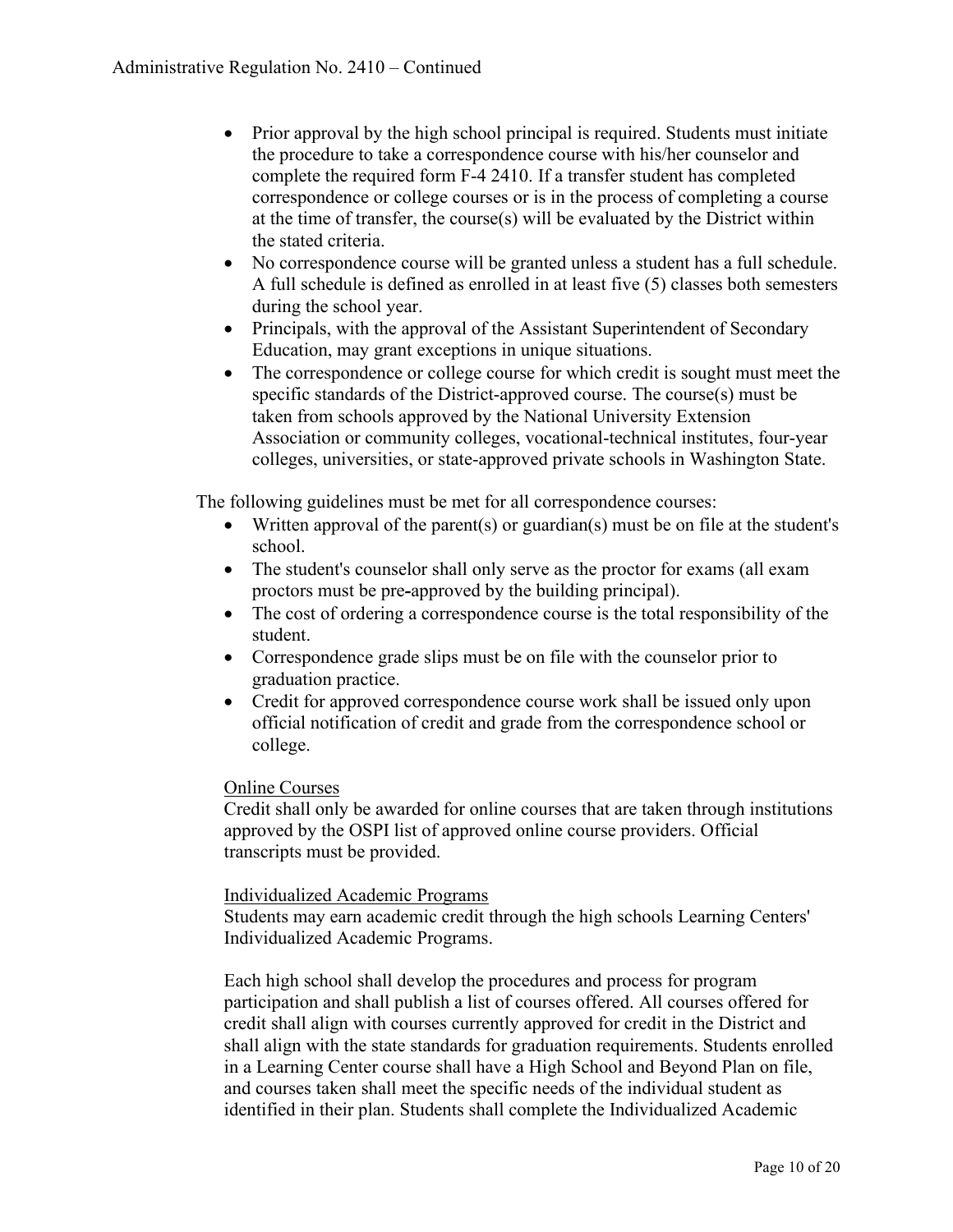- Prior approval by the high school principal is required. Students must initiate the procedure to take a correspondence course with his/her counselor and complete the required form F-4 2410. If a transfer student has completed correspondence or college courses or is in the process of completing a course at the time of transfer, the course(s) will be evaluated by the District within the stated criteria.
- No correspondence course will be granted unless a student has a full schedule. A full schedule is defined as enrolled in at least five (5) classes both semesters during the school year.
- Principals, with the approval of the Assistant Superintendent of Secondary Education, may grant exceptions in unique situations.
- The correspondence or college course for which credit is sought must meet the specific standards of the District-approved course. The course(s) must be taken from schools approved by the National University Extension Association or community colleges, vocational-technical institutes, four-year colleges, universities, or state-approved private schools in Washington State.

The following guidelines must be met for all correspondence courses:

- Written approval of the parent(s) or guardian(s) must be on file at the student's school.
- The student's counselor shall only serve as the proctor for exams (all exam proctors must be pre-approved by the building principal).
- The cost of ordering a correspondence course is the total responsibility of the student.
- Correspondence grade slips must be on file with the counselor prior to graduation practice.
- Credit for approved correspondence course work shall be issued only upon official notification of credit and grade from the correspondence school or college.

Online Courses

Credit shall only be awarded for online courses that are taken through institutions approved by the OSPI list of approved online course providers. Official transcripts must be provided.

Individualized Academic Programs

Students may earn academic credit through the high schools Learning Centers' Individualized Academic Programs.

Each high school shall develop the procedures and process for program participation and shall publish a list of courses offered. All courses offered for credit shall align with courses currently approved for credit in the District and shall align with the state standards for graduation requirements. Students enrolled in a Learning Center course shall have a High School and Beyond Plan on file, and courses taken shall meet the specific needs of the individual student as identified in their plan. Students shall complete the Individualized Academic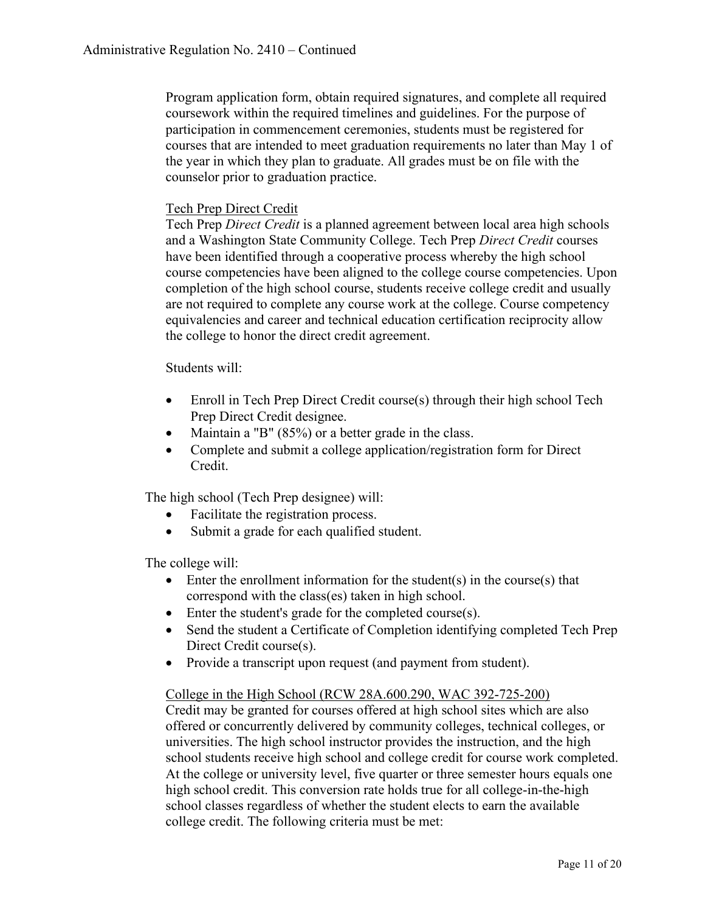Program application form, obtain required signatures, and complete all required coursework within the required timelines and guidelines. For the purpose of participation in commencement ceremonies, students must be registered for courses that are intended to meet graduation requirements no later than May 1 of the year in which they plan to graduate. All grades must be on file with the counselor prior to graduation practice.

<u>Tech Prep Direct Credit</u>

Tech Prep *Direct Credit* is a planned agreement between local area high schools and a Washington State Community College. Tech Prep *Direct Credit* courses have been identified through a cooperative process whereby the high school course competencies have been aligned to the college course competencies. Upon completion of the high school course, students receive college credit and usually are not required to complete any course work at the college. Course competency equivalencies and career and technical education certification reciprocity allow the college to honor the direct credit agreement.

Students will:

- Enroll in Tech Prep Direct Credit course(s) through their high school Tech Prep Direct Credit designee.
- Maintain a "B" (85%) or a better grade in the class.
- Complete and submit a college application/registration form for Direct Credit.

The high school (Tech Prep designee) will:

- Facilitate the registration process.
- Submit a grade for each qualified student.

The college will:

- Enter the enrollment information for the student(s) in the course(s) that correspond with the class(es) taken in high school.
- Enter the student's grade for the completed course(s).
- Send the student a Certificate of Completion identifying completed Tech Prep Direct Credit course(s).
- Provide a transcript upon request (and payment from student).

<u>College in the High School (RCW 28A.600.290, WAC 392-725-200)</u>

Credit may be granted for courses offered at high school sites which are also offered or concurrently delivered by community colleges, technical colleges, or universities. The high school instructor provides the instruction, and the high school students receive high school and college credit for course work completed. At the college or university level, five quarter or three semester hours equals one high school credit. This conversion rate holds true for all college-in-the-high school classes regardless of whether the student elects to earn the available college credit. The following criteria must be met: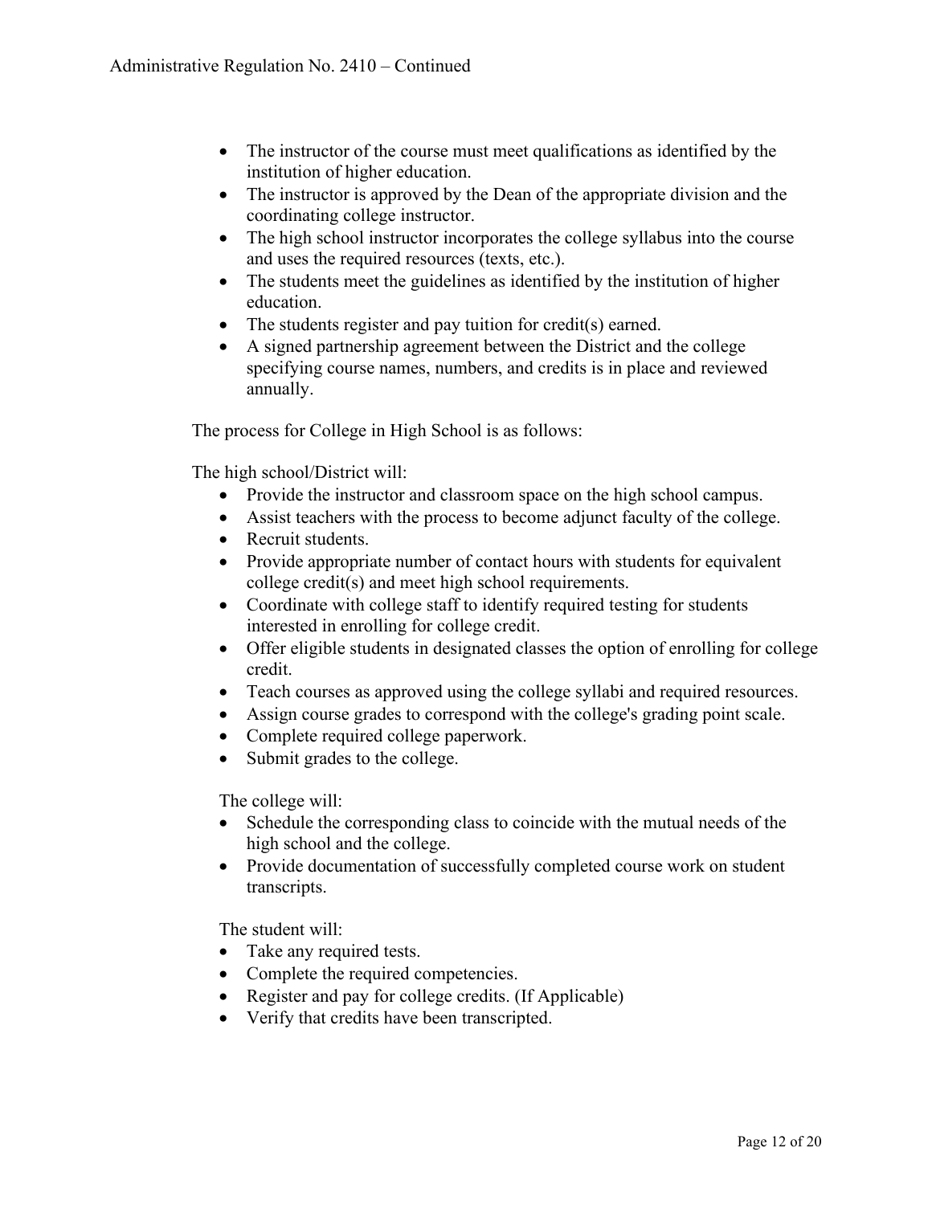- The instructor of the course must meet qualifications as identified by the institution of higher education.
- The instructor is approved by the Dean of the appropriate division and the coordinating college instructor.
- The high school instructor incorporates the college syllabus into the course and uses the required resources (texts, etc.).
- The students meet the guidelines as identified by the institution of higher education.
- The students register and pay tuition for credit(s) earned.
- A signed partnership agreement between the District and the college specifying course names, numbers, and credits is in place and reviewed annually.

The process for College in High School is as follows:

The high school/District will:

- Provide the instructor and classroom space on the high school campus.
- Assist teachers with the process to become adjunct faculty of the college.
- Recruit students.
- Provide appropriate number of contact hours with students for equivalent college credit(s) and meet high school requirements.
- Coordinate with college staff to identify required testing for students interested in enrolling for college credit.
- Offer eligible students in designated classes the option of enrolling for college credit.
- Teach courses as approved using the college syllabi and required resources.
- Assign course grades to correspond with the college's grading point scale.
- Complete required college paperwork.
- Submit grades to the college.

The college will:

- Schedule the corresponding class to coincide with the mutual needs of the high school and the college.
- Provide documentation of successfully completed course work on student transcripts.

The student will:

- Take any required tests.
- Complete the required competencies.
- Register and pay for college credits. (If Applicable)
- Verify that credits have been transcripted.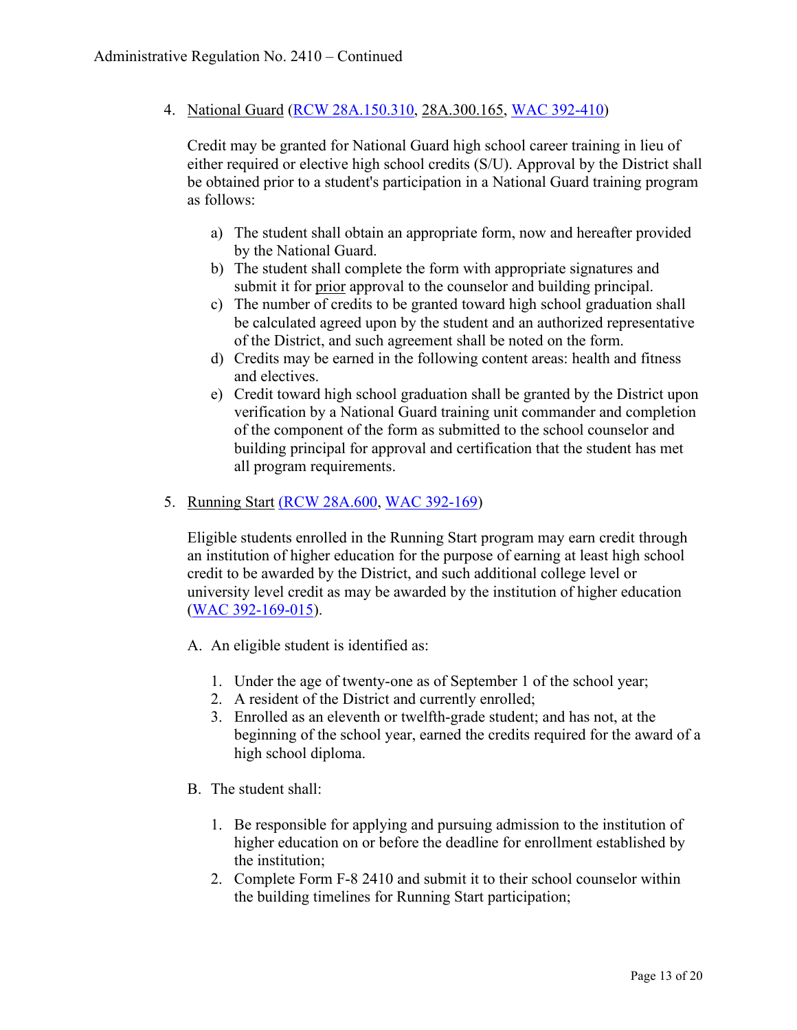4. National Guard (RCW 28A.150.310, 28A.300.165, WAC 392-410)

   Credit may be granted for National Guard high school career training in lieu of either required or elective high school credits (S/U). Approval by the District shall be obtained prior to a student's participation in a National Guard training program as follows:

   a) The student shall obtain an appropriate form, now and hereafter provided by the National Guard.
   b) The student shall complete the form with appropriate signatures and submit it for prior approval to the counselor and building principal.
   c) The number of credits to be granted toward high school graduation shall be calculated agreed upon by the student and an authorized representative of the District, and such agreement shall be noted on the form.
   d) Credits may be earned in the following content areas: health and fitness and electives.
   e) Credit toward high school graduation shall be granted by the District upon verification by a National Guard training unit commander and completion of the component of the form as submitted to the school counselor and building principal for approval and certification that the student has met all program requirements.

5. Running Start (RCW 28A.600, WAC 392-169)

   Eligible students enrolled in the Running Start program may earn credit through an institution of higher education for the purpose of earning at least high school credit to be awarded by the District, and such additional college level or university level credit as may be awarded by the institution of higher education (WAC 392-169-015).

   A. An eligible student is identified as:

      1. Under the age of twenty-one as of September 1 of the school year;
      2. A resident of the District and currently enrolled;
      3. Enrolled as an eleventh or twelfth-grade student; and has not, at the beginning of the school year, earned the credits required for the award of a high school diploma.

   B. The student shall:

      1. Be responsible for applying and pursuing admission to the institution of higher education on or before the deadline for enrollment established by the institution;
      2. Complete Form F-8 2410 and submit it to their school counselor within the building timelines for Running Start participation;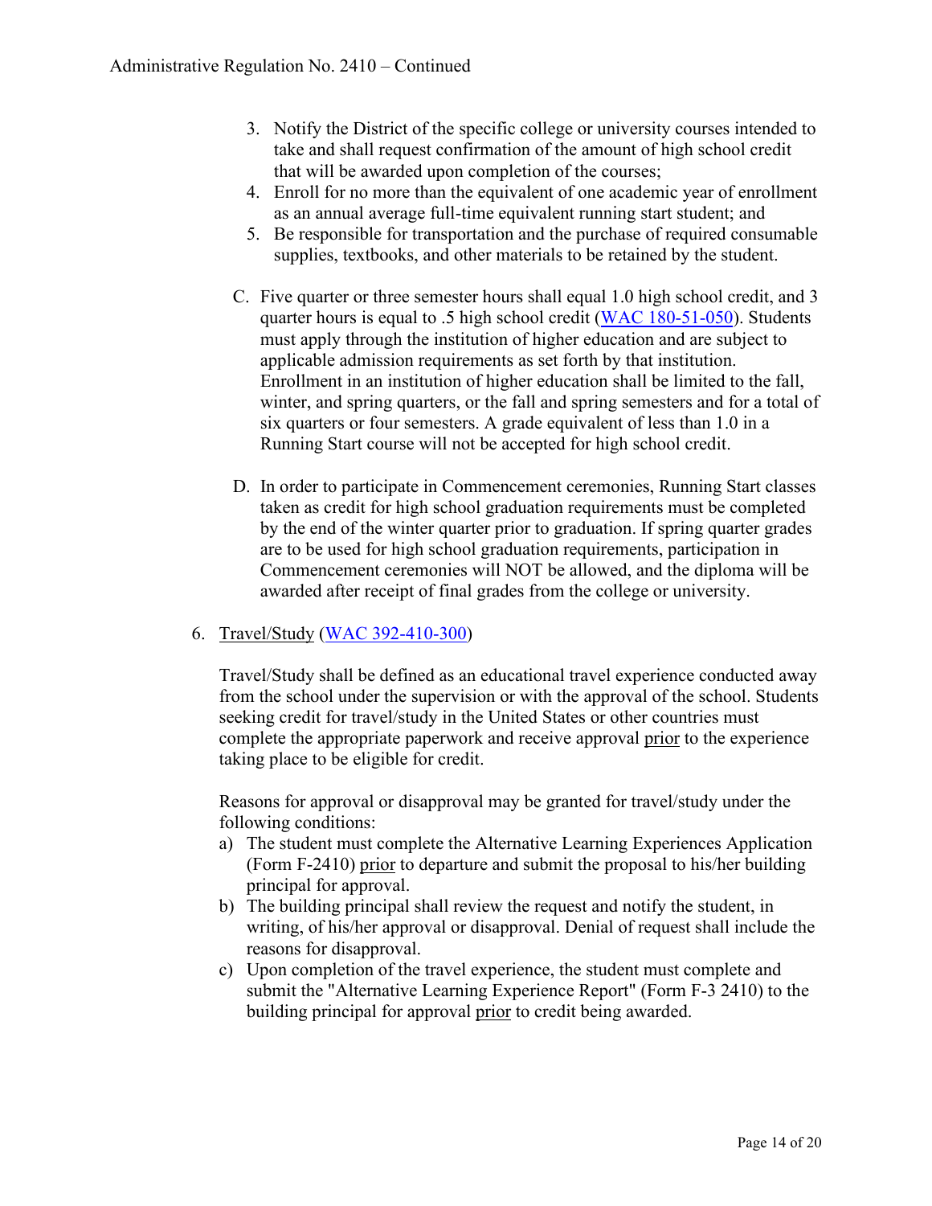3. Notify the District of the specific college or university courses intended to take and shall request confirmation of the amount of high school credit that will be awarded upon completion of the courses;
4. Enroll for no more than the equivalent of one academic year of enrollment as an annual average full-time equivalent running start student; and
5. Be responsible for transportation and the purchase of required consumable supplies, textbooks, and other materials to be retained by the student.

C. Five quarter or three semester hours shall equal 1.0 high school credit, and 3 quarter hours is equal to .5 high school credit ([WAC 180-51-050](WAC 180-51-050)). Students must apply through the institution of higher education and are subject to applicable admission requirements as set forth by that institution. Enrollment in an institution of higher education shall be limited to the fall, winter, and spring quarters, or the fall and spring semesters and for a total of six quarters or four semesters. A grade equivalent of less than 1.0 in a Running Start course will not be accepted for high school credit.

D. In order to participate in Commencement ceremonies, Running Start classes taken as credit for high school graduation requirements must be completed by the end of the winter quarter prior to graduation. If spring quarter grades are to be used for high school graduation requirements, participation in Commencement ceremonies will NOT be allowed, and the diploma will be awarded after receipt of final grades from the college or university.

6. <u>Travel/Study</u> ([WAC 392-410-300](WAC 392-410-300))

   Travel/Study shall be defined as an educational travel experience conducted away from the school under the supervision or with the approval of the school. Students seeking credit for travel/study in the United States or other countries must complete the appropriate paperwork and receive approval <u>prior</u> to the experience taking place to be eligible for credit.

   Reasons for approval or disapproval may be granted for travel/study under the following conditions:

   a) The student must complete the Alternative Learning Experiences Application (Form F-2410) <u>prior</u> to departure and submit the proposal to his/her building principal for approval.
   b) The building principal shall review the request and notify the student, in writing, of his/her approval or disapproval. Denial of request shall include the reasons for disapproval.
   c) Upon completion of the travel experience, the student must complete and submit the "Alternative Learning Experience Report" (Form F-3 2410) to the building principal for approval <u>prior</u> to credit being awarded.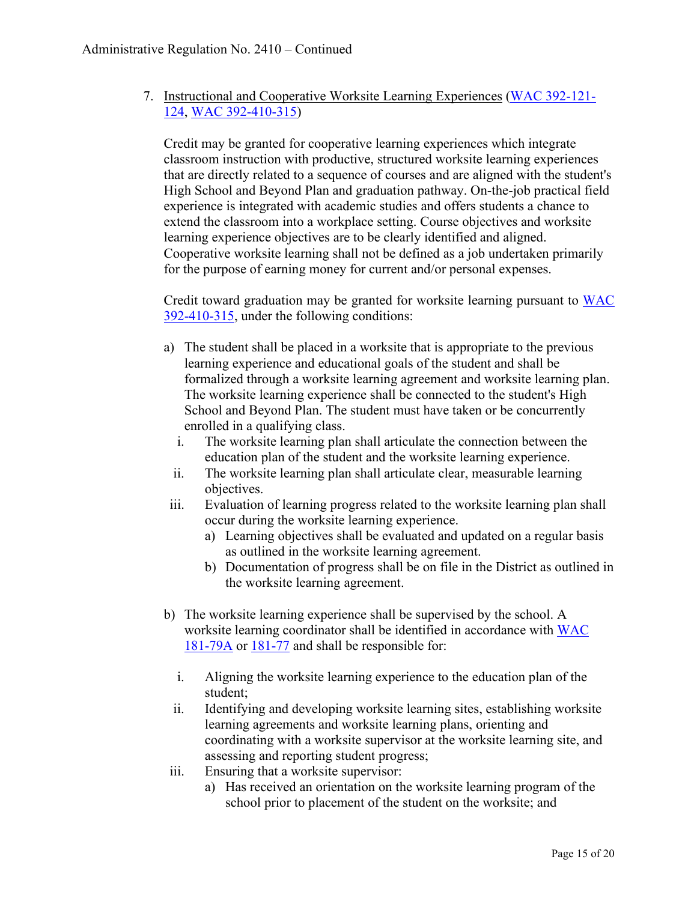7. Instructional and Cooperative Worksite Learning Experiences (WAC 392-121-124, WAC 392-410-315)

   Credit may be granted for cooperative learning experiences which integrate classroom instruction with productive, structured worksite learning experiences that are directly related to a sequence of courses and are aligned with the student's High School and Beyond Plan and graduation pathway. On-the-job practical field experience is integrated with academic studies and offers students a chance to extend the classroom into a workplace setting. Course objectives and worksite learning experience objectives are to be clearly identified and aligned. Cooperative worksite learning shall not be defined as a job undertaken primarily for the purpose of earning money for current and/or personal expenses.

   Credit toward graduation may be granted for worksite learning pursuant to WAC 392-410-315, under the following conditions:

   a) The student shall be placed in a worksite that is appropriate to the previous learning experience and educational goals of the student and shall be formalized through a worksite learning agreement and worksite learning plan. The worksite learning experience shall be connected to the student's High School and Beyond Plan. The student must have taken or be concurrently enrolled in a qualifying class.
      i. The worksite learning plan shall articulate the connection between the education plan of the student and the worksite learning experience.
      ii. The worksite learning plan shall articulate clear, measurable learning objectives.
      iii. Evaluation of learning progress related to the worksite learning plan shall occur during the worksite learning experience.
         a) Learning objectives shall be evaluated and updated on a regular basis as outlined in the worksite learning agreement.
         b) Documentation of progress shall be on file in the District as outlined in the worksite learning agreement.

   b) The worksite learning experience shall be supervised by the school. A worksite learning coordinator shall be identified in accordance with WAC 181-79A or 181-77 and shall be responsible for:

      i. Aligning the worksite learning experience to the education plan of the student;
      ii. Identifying and developing worksite learning sites, establishing worksite learning agreements and worksite learning plans, orienting and coordinating with a worksite supervisor at the worksite learning site, and assessing and reporting student progress;
      iii. Ensuring that a worksite supervisor:
         a) Has received an orientation on the worksite learning program of the school prior to placement of the student on the worksite; and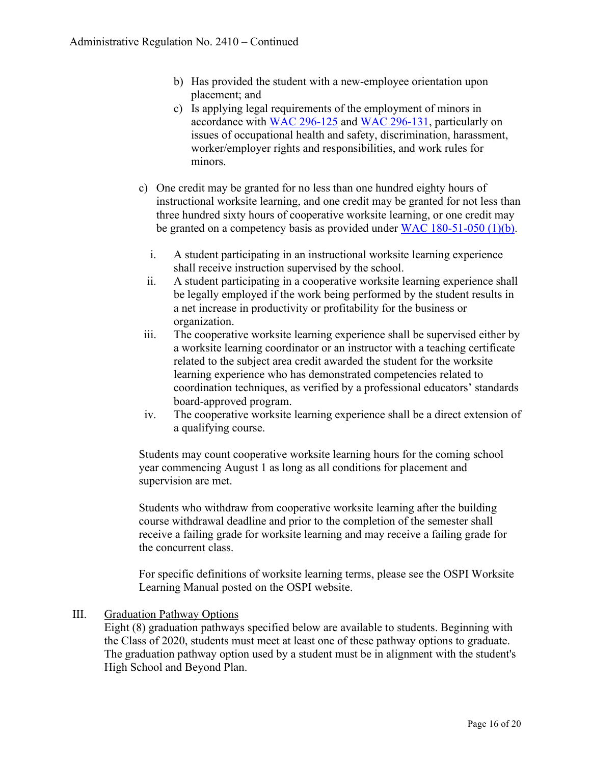b) Has provided the student with a new-employee orientation upon placement; and
c) Is applying legal requirements of the employment of minors in accordance with WAC 296-125 and WAC 296-131, particularly on issues of occupational health and safety, discrimination, harassment, worker/employer rights and responsibilities, and work rules for minors.

c) One credit may be granted for no less than one hundred eighty hours of instructional worksite learning, and one credit may be granted for not less than three hundred sixty hours of cooperative worksite learning, or one credit may be granted on a competency basis as provided under WAC 180-51-050 (1)(b).

i. A student participating in an instructional worksite learning experience shall receive instruction supervised by the school.
ii. A student participating in a cooperative worksite learning experience shall be legally employed if the work being performed by the student results in a net increase in productivity or profitability for the business or organization.
iii. The cooperative worksite learning experience shall be supervised either by a worksite learning coordinator or an instructor with a teaching certificate related to the subject area credit awarded the student for the worksite learning experience who has demonstrated competencies related to coordination techniques, as verified by a professional educators' standards board-approved program.
iv. The cooperative worksite learning experience shall be a direct extension of a qualifying course.

Students may count cooperative worksite learning hours for the coming school year commencing August 1 as long as all conditions for placement and supervision are met.

Students who withdraw from cooperative worksite learning after the building course withdrawal deadline and prior to the completion of the semester shall receive a failing grade for worksite learning and may receive a failing grade for the concurrent class.

For specific definitions of worksite learning terms, please see the OSPI Worksite Learning Manual posted on the OSPI website.

## III. Graduation Pathway Options

Eight (8) graduation pathways specified below are available to students. Beginning with the Class of 2020, students must meet at least one of these pathway options to graduate. The graduation pathway option used by a student must be in alignment with the student's High School and Beyond Plan.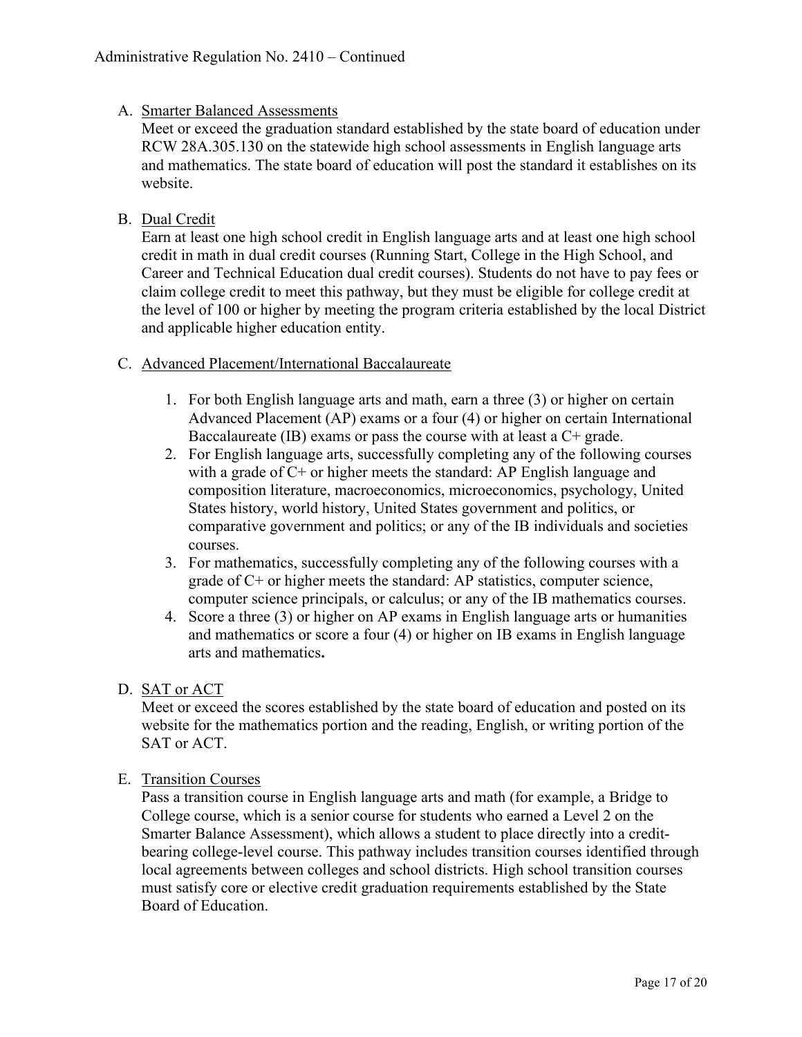A. <u>Smarter Balanced Assessments</u>

Meet or exceed the graduation standard established by the state board of education under RCW 28A.305.130 on the statewide high school assessments in English language arts and mathematics. The state board of education will post the standard it establishes on its website.

B. <u>Dual Credit</u>

Earn at least one high school credit in English language arts and at least one high school credit in math in dual credit courses (Running Start, College in the High School, and Career and Technical Education dual credit courses). Students do not have to pay fees or claim college credit to meet this pathway, but they must be eligible for college credit at the level of 100 or higher by meeting the program criteria established by the local District and applicable higher education entity.

C. <u>Advanced Placement/International Baccalaureate</u>

1. For both English language arts and math, earn a three (3) or higher on certain Advanced Placement (AP) exams or a four (4) or higher on certain International Baccalaureate (IB) exams or pass the course with at least a C+ grade.
2. For English language arts, successfully completing any of the following courses with a grade of C+ or higher meets the standard: AP English language and composition literature, macroeconomics, microeconomics, psychology, United States history, world history, United States government and politics, or comparative government and politics; or any of the IB individuals and societies courses.
3. For mathematics, successfully completing any of the following courses with a grade of C+ or higher meets the standard: AP statistics, computer science, computer science principals, or calculus; or any of the IB mathematics courses.
4. Score a three (3) or higher on AP exams in English language arts or humanities and mathematics or score a four (4) or higher on IB exams in English language arts and mathematics**.**

D. <u>SAT or ACT</u>

Meet or exceed the scores established by the state board of education and posted on its website for the mathematics portion and the reading, English, or writing portion of the SAT or ACT.

E. <u>Transition Courses</u>

Pass a transition course in English language arts and math (for example, a Bridge to College course, which is a senior course for students who earned a Level 2 on the Smarter Balance Assessment), which allows a student to place directly into a credit-bearing college-level course. This pathway includes transition courses identified through local agreements between colleges and school districts. High school transition courses must satisfy core or elective credit graduation requirements established by the State Board of Education.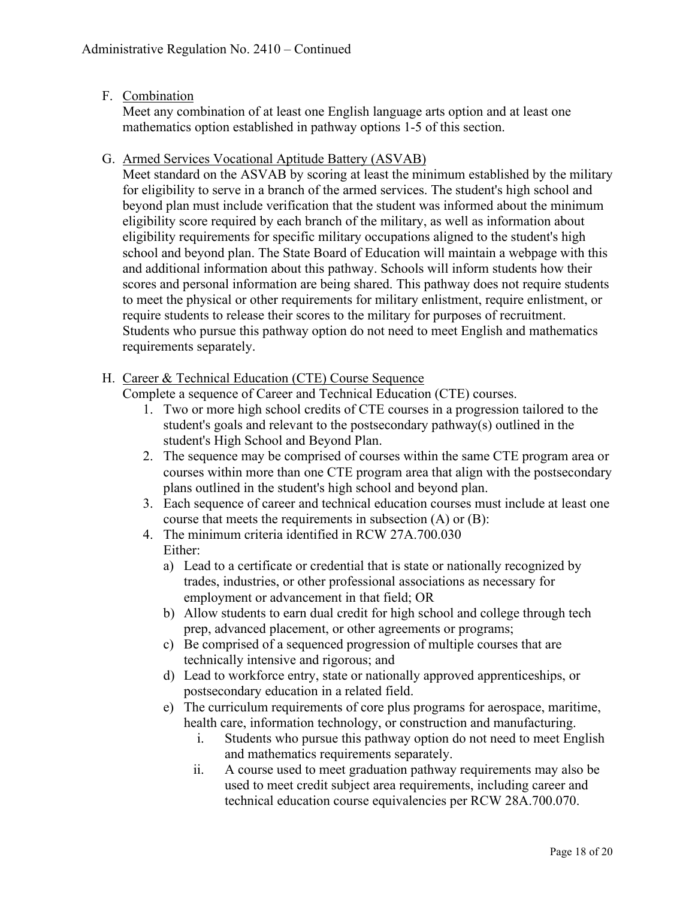F. <u>Combination</u>
   Meet any combination of at least one English language arts option and at least one mathematics option established in pathway options 1-5 of this section.

G. <u>Armed Services Vocational Aptitude Battery (ASVAB)</u>
   Meet standard on the ASVAB by scoring at least the minimum established by the military for eligibility to serve in a branch of the armed services. The student's high school and beyond plan must include verification that the student was informed about the minimum eligibility score required by each branch of the military, as well as information about eligibility requirements for specific military occupations aligned to the student's high school and beyond plan. The State Board of Education will maintain a webpage with this and additional information about this pathway. Schools will inform students how their scores and personal information are being shared. This pathway does not require students to meet the physical or other requirements for military enlistment, require enlistment, or require students to release their scores to the military for purposes of recruitment. Students who pursue this pathway option do not need to meet English and mathematics requirements separately.

H. <u>Career & Technical Education (CTE) Course Sequence</u>
   Complete a sequence of Career and Technical Education (CTE) courses.
   1. Two or more high school credits of CTE courses in a progression tailored to the student's goals and relevant to the postsecondary pathway(s) outlined in the student's High School and Beyond Plan.
   2. The sequence may be comprised of courses within the same CTE program area or courses within more than one CTE program area that align with the postsecondary plans outlined in the student's high school and beyond plan.
   3. Each sequence of career and technical education courses must include at least one course that meets the requirements in subsection (A) or (B):
   4. The minimum criteria identified in RCW 27A.700.030
      Either:
      a) Lead to a certificate or credential that is state or nationally recognized by trades, industries, or other professional associations as necessary for employment or advancement in that field; OR
      b) Allow students to earn dual credit for high school and college through tech prep, advanced placement, or other agreements or programs;
      c) Be comprised of a sequenced progression of multiple courses that are technically intensive and rigorous; and
      d) Lead to workforce entry, state or nationally approved apprenticeships, or postsecondary education in a related field.
      e) The curriculum requirements of core plus programs for aerospace, maritime, health care, information technology, or construction and manufacturing.
         i. Students who pursue this pathway option do not need to meet English and mathematics requirements separately.
         ii. A course used to meet graduation pathway requirements may also be used to meet credit subject area requirements, including career and technical education course equivalencies per RCW 28A.700.070.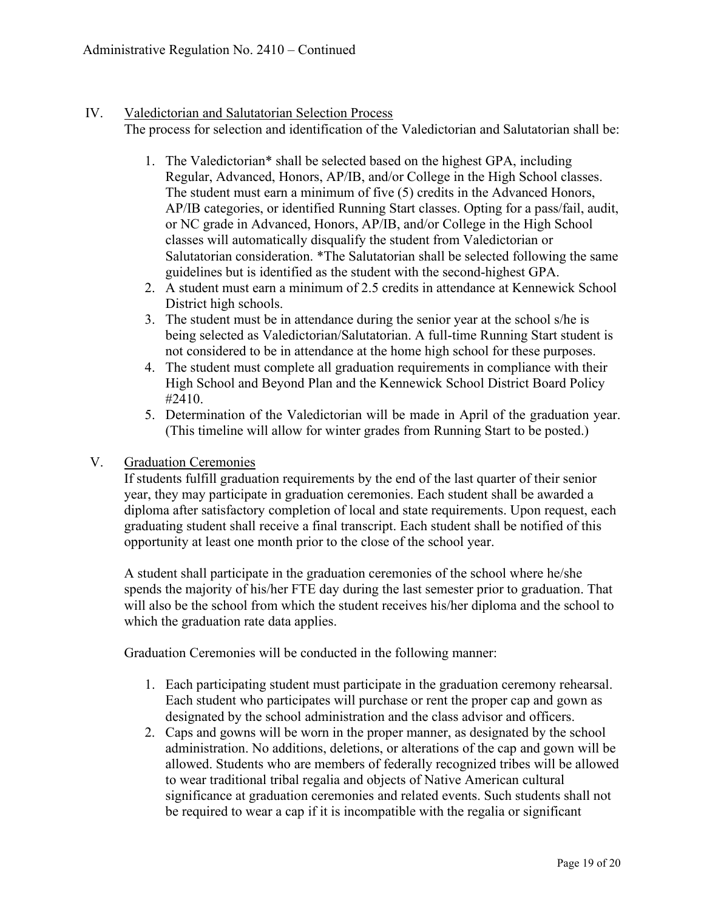## IV. Valedictorian and Salutatorian Selection Process

The process for selection and identification of the Valedictorian and Salutatorian shall be:

1. The Valedictorian* shall be selected based on the highest GPA, including Regular, Advanced, Honors, AP/IB, and/or College in the High School classes. The student must earn a minimum of five (5) credits in the Advanced Honors, AP/IB categories, or identified Running Start classes. Opting for a pass/fail, audit, or NC grade in Advanced, Honors, AP/IB, and/or College in the High School classes will automatically disqualify the student from Valedictorian or Salutatorian consideration. *The Salutatorian shall be selected following the same guidelines but is identified as the student with the second-highest GPA.
2. A student must earn a minimum of 2.5 credits in attendance at Kennewick School District high schools.
3. The student must be in attendance during the senior year at the school s/he is being selected as Valedictorian/Salutatorian. A full-time Running Start student is not considered to be in attendance at the home high school for these purposes.
4. The student must complete all graduation requirements in compliance with their High School and Beyond Plan and the Kennewick School District Board Policy #2410.
5. Determination of the Valedictorian will be made in April of the graduation year. (This timeline will allow for winter grades from Running Start to be posted.)

## V. Graduation Ceremonies

If students fulfill graduation requirements by the end of the last quarter of their senior year, they may participate in graduation ceremonies. Each student shall be awarded a diploma after satisfactory completion of local and state requirements. Upon request, each graduating student shall receive a final transcript. Each student shall be notified of this opportunity at least one month prior to the close of the school year.

A student shall participate in the graduation ceremonies of the school where he/she spends the majority of his/her FTE day during the last semester prior to graduation. That will also be the school from which the student receives his/her diploma and the school to which the graduation rate data applies.

Graduation Ceremonies will be conducted in the following manner:

1. Each participating student must participate in the graduation ceremony rehearsal. Each student who participates will purchase or rent the proper cap and gown as designated by the school administration and the class advisor and officers.
2. Caps and gowns will be worn in the proper manner, as designated by the school administration. No additions, deletions, or alterations of the cap and gown will be allowed. Students who are members of federally recognized tribes will be allowed to wear traditional tribal regalia and objects of Native American cultural significance at graduation ceremonies and related events. Such students shall not be required to wear a cap if it is incompatible with the regalia or significant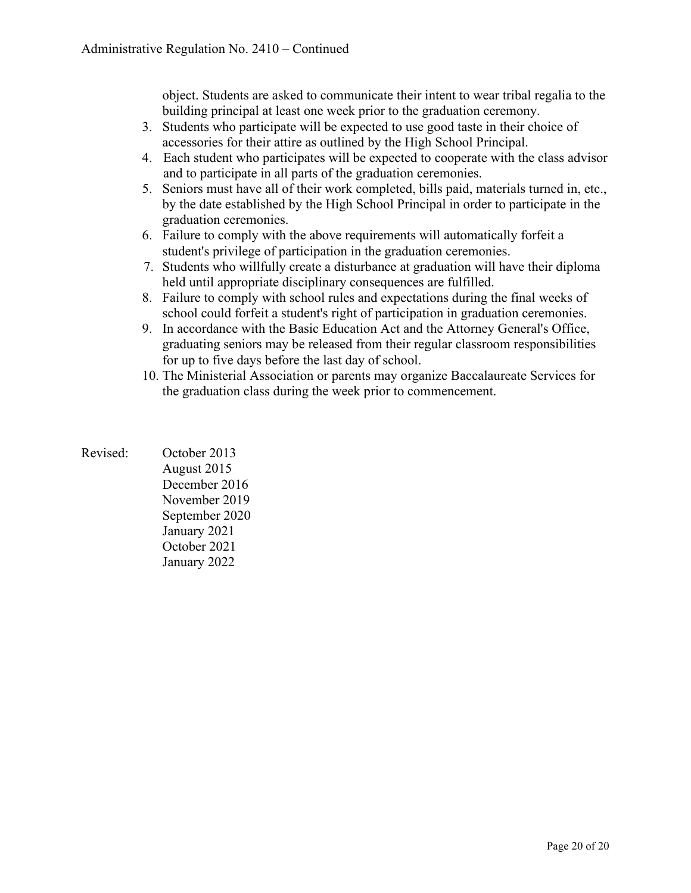object. Students are asked to communicate their intent to wear tribal regalia to the building principal at least one week prior to the graduation ceremony.

3. Students who participate will be expected to use good taste in their choice of accessories for their attire as outlined by the High School Principal.
4. Each student who participates will be expected to cooperate with the class advisor and to participate in all parts of the graduation ceremonies.
5. Seniors must have all of their work completed, bills paid, materials turned in, etc., by the date established by the High School Principal in order to participate in the graduation ceremonies.
6. Failure to comply with the above requirements will automatically forfeit a student's privilege of participation in the graduation ceremonies.
7. Students who willfully create a disturbance at graduation will have their diploma held until appropriate disciplinary consequences are fulfilled.
8. Failure to comply with school rules and expectations during the final weeks of school could forfeit a student's right of participation in graduation ceremonies.
9. In accordance with the Basic Education Act and the Attorney General's Office, graduating seniors may be released from their regular classroom responsibilities for up to five days before the last day of school.
10. The Ministerial Association or parents may organize Baccalaureate Services for the graduation class during the week prior to commencement.

Revised:
October 2013
August 2015
December 2016
November 2019
September 2020
January 2021
October 2021
January 2022